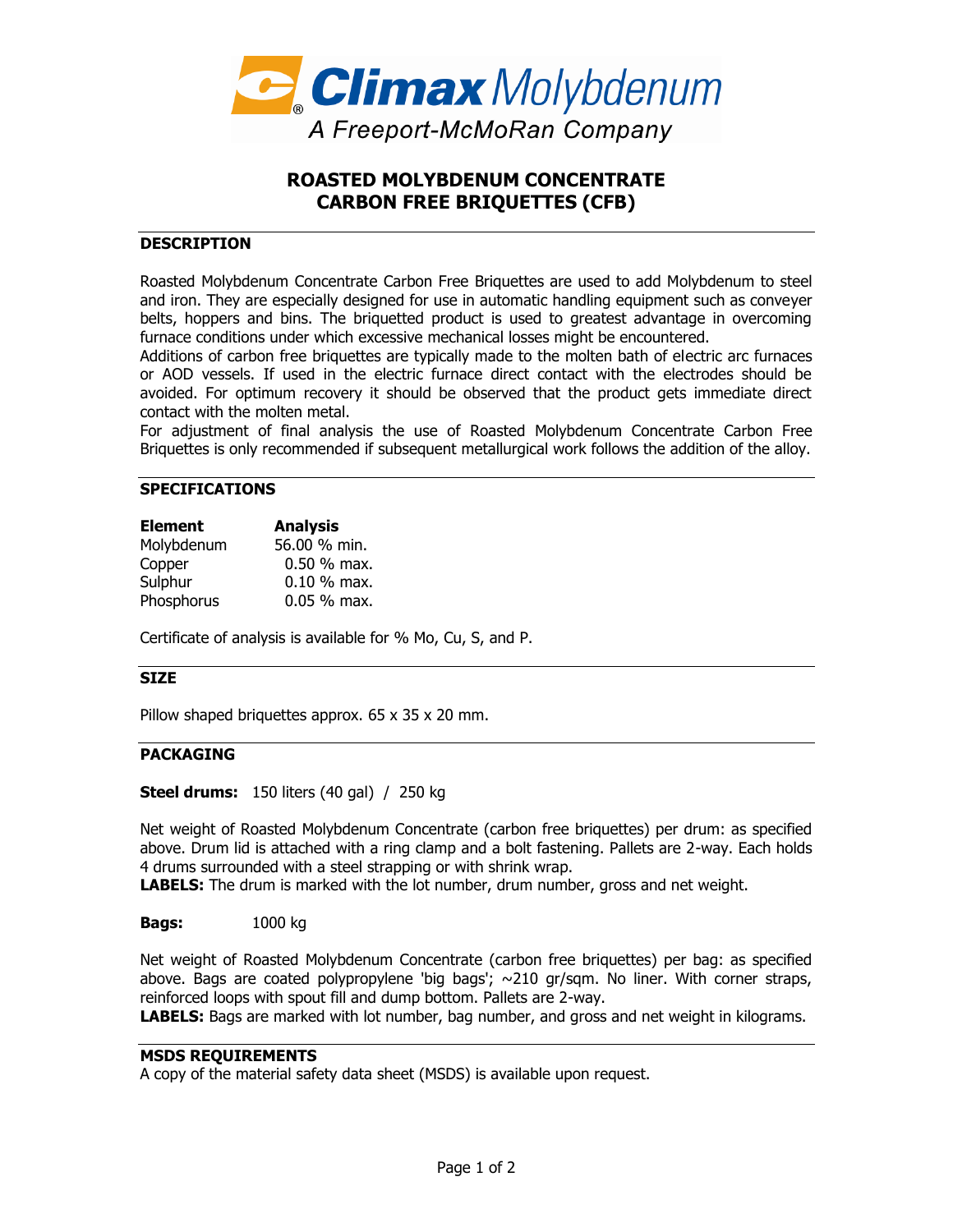Climax Molybdenum
A Freeport-McMoRan Company

# ROASTED MOLYBDENUM CONCENTRATE
# CARBON FREE BRIQUETTES (CFB)

## DESCRIPTION

Roasted Molybdenum Concentrate Carbon Free Briquettes are used to add Molybdenum to steel and iron. They are especially designed for use in automatic handling equipment such as conveyer belts, hoppers and bins. The briquetted product is used to greatest advantage in overcoming furnace conditions under which excessive mechanical losses might be encountered.
Additions of carbon free briquettes are typically made to the molten bath of electric arc furnaces or AOD vessels. If used in the electric furnace direct contact with the electrodes should be avoided. For optimum recovery it should be observed that the product gets immediate direct contact with the molten metal.
For adjustment of final analysis the use of Roasted Molybdenum Concentrate Carbon Free Briquettes is only recommended if subsequent metallurgical work follows the addition of the alloy.

## SPECIFICATIONS

| Element | Analysis |
|---|---|
| Molybdenum | 56.00 % min. |
| Copper | 0.50 % max. |
| Sulphur | 0.10 % max. |
| Phosphorus | 0.05 % max. |

Certificate of analysis is available for % Mo, Cu, S, and P.

## SIZE

Pillow shaped briquettes approx. 65 x 35 x 20 mm.

## PACKAGING

**Steel drums:** 150 liters (40 gal) / 250 kg

Net weight of Roasted Molybdenum Concentrate (carbon free briquettes) per drum: as specified above. Drum lid is attached with a ring clamp and a bolt fastening. Pallets are 2-way. Each holds 4 drums surrounded with a steel strapping or with shrink wrap.
**LABELS:** The drum is marked with the lot number, drum number, gross and net weight.

**Bags:** 1000 kg

Net weight of Roasted Molybdenum Concentrate (carbon free briquettes) per bag: as specified above. Bags are coated polypropylene 'big bags'; ~210 gr/sqm. No liner. With corner straps, reinforced loops with spout fill and dump bottom. Pallets are 2-way.
**LABELS:** Bags are marked with lot number, bag number, and gross and net weight in kilograms.

## MSDS REQUIREMENTS

A copy of the material safety data sheet (MSDS) is available upon request.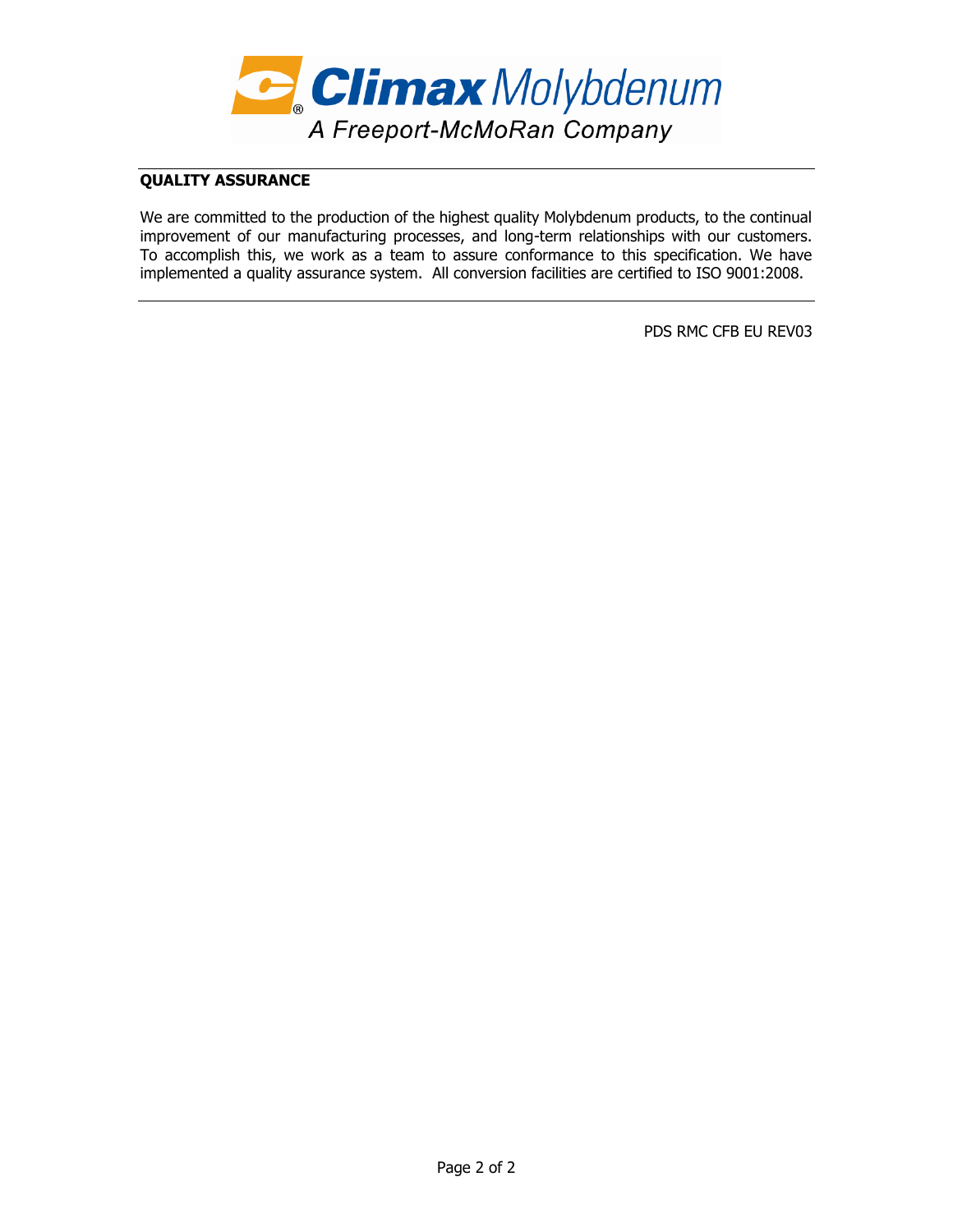## QUALITY ASSURANCE

We are committed to the production of the highest quality Molybdenum products, to the continual improvement of our manufacturing processes, and long-term relationships with our customers. To accomplish this, we work as a team to assure conformance to this specification. We have implemented a quality assurance system. All conversion facilities are certified to ISO 9001:2008.

PDS RMC CFB EU REV03